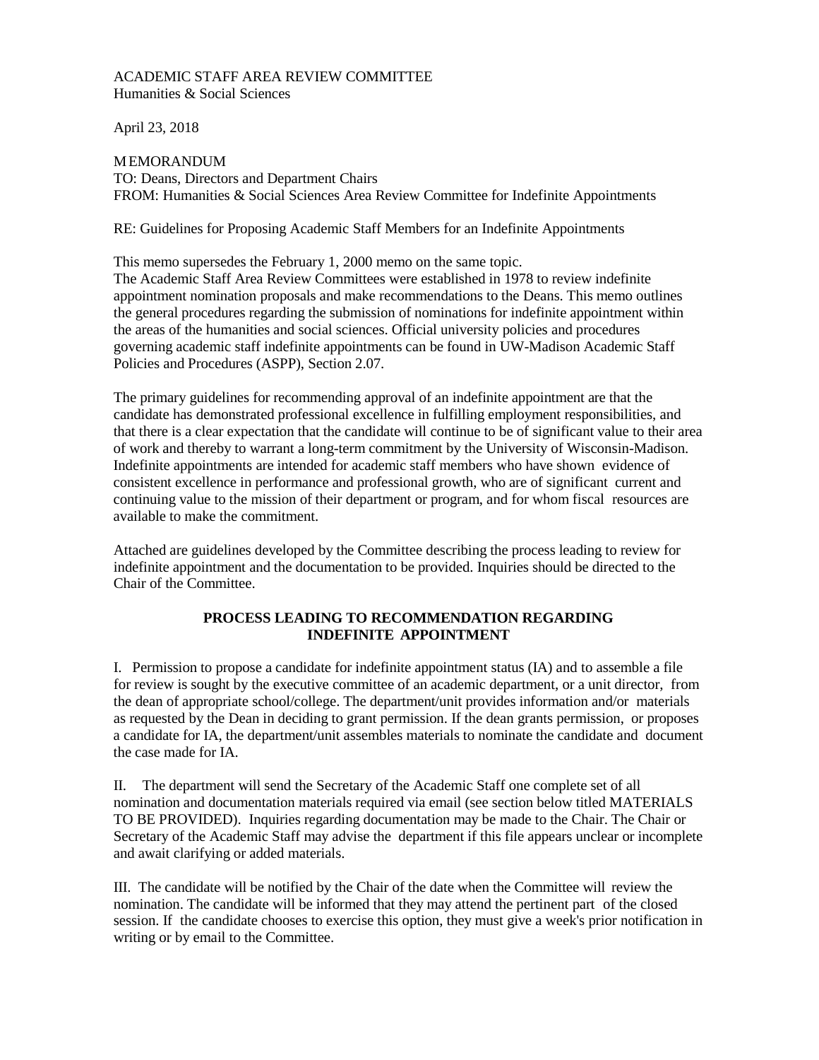ACADEMIC STAFF AREA REVIEW COMMITTEE
Humanities & Social Sciences

April 23, 2018

MEMORANDUM
TO: Deans, Directors and Department Chairs
FROM: Humanities & Social Sciences Area Review Committee for Indefinite Appointments

RE: Guidelines for Proposing Academic Staff Members for an Indefinite Appointments

This memo supersedes the February 1, 2000 memo on the same topic.
The Academic Staff Area Review Committees were established in 1978 to review indefinite appointment nomination proposals and make recommendations to the Deans. This memo outlines the general procedures regarding the submission of nominations for indefinite appointment within the areas of the humanities and social sciences. Official university policies and procedures governing academic staff indefinite appointments can be found in UW-Madison Academic Staff Policies and Procedures (ASPP), Section 2.07.

The primary guidelines for recommending approval of an indefinite appointment are that the candidate has demonstrated professional excellence in fulfilling employment responsibilities, and that there is a clear expectation that the candidate will continue to be of significant value to their area of work and thereby to warrant a long-term commitment by the University of Wisconsin-Madison. Indefinite appointments are intended for academic staff members who have shown evidence of consistent excellence in performance and professional growth, who are of significant current and continuing value to the mission of their department or program, and for whom fiscal resources are available to make the commitment.

Attached are guidelines developed by the Committee describing the process leading to review for indefinite appointment and the documentation to be provided. Inquiries should be directed to the Chair of the Committee.

## PROCESS LEADING TO RECOMMENDATION REGARDING INDEFINITE APPOINTMENT

I. Permission to propose a candidate for indefinite appointment status (IA) and to assemble a file for review is sought by the executive committee of an academic department, or a unit director, from the dean of appropriate school/college. The department/unit provides information and/or materials as requested by the Dean in deciding to grant permission. If the dean grants permission, or proposes a candidate for IA, the department/unit assembles materials to nominate the candidate and document the case made for IA.

II. The department will send the Secretary of the Academic Staff one complete set of all nomination and documentation materials required via email (see section below titled MATERIALS TO BE PROVIDED). Inquiries regarding documentation may be made to the Chair. The Chair or Secretary of the Academic Staff may advise the department if this file appears unclear or incomplete and await clarifying or added materials.

III. The candidate will be notified by the Chair of the date when the Committee will review the nomination. The candidate will be informed that they may attend the pertinent part of the closed session. If the candidate chooses to exercise this option, they must give a week's prior notification in writing or by email to the Committee.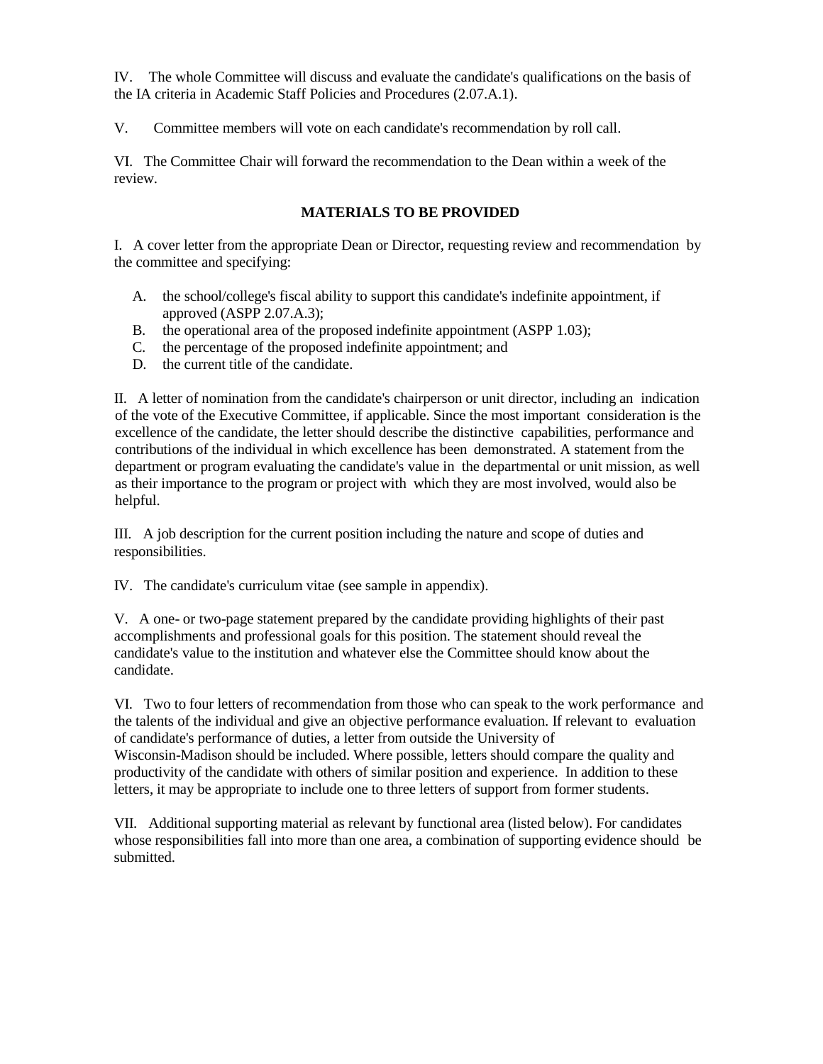IV. The whole Committee will discuss and evaluate the candidate's qualifications on the basis of the IA criteria in Academic Staff Policies and Procedures (2.07.A.1).

V. Committee members will vote on each candidate's recommendation by roll call.

VI. The Committee Chair will forward the recommendation to the Dean within a week of the review.

## MATERIALS TO BE PROVIDED

I. A cover letter from the appropriate Dean or Director, requesting review and recommendation by the committee and specifying:

A. the school/college's fiscal ability to support this candidate's indefinite appointment, if approved (ASPP 2.07.A.3);
B. the operational area of the proposed indefinite appointment (ASPP 1.03);
C. the percentage of the proposed indefinite appointment; and
D. the current title of the candidate.

II. A letter of nomination from the candidate's chairperson or unit director, including an indication of the vote of the Executive Committee, if applicable. Since the most important consideration is the excellence of the candidate, the letter should describe the distinctive capabilities, performance and contributions of the individual in which excellence has been demonstrated. A statement from the department or program evaluating the candidate's value in the departmental or unit mission, as well as their importance to the program or project with which they are most involved, would also be helpful.

III. A job description for the current position including the nature and scope of duties and responsibilities.

IV. The candidate's curriculum vitae (see sample in appendix).

V. A one- or two-page statement prepared by the candidate providing highlights of their past accomplishments and professional goals for this position. The statement should reveal the candidate's value to the institution and whatever else the Committee should know about the candidate.

VI. Two to four letters of recommendation from those who can speak to the work performance and the talents of the individual and give an objective performance evaluation. If relevant to evaluation of candidate's performance of duties, a letter from outside the University of Wisconsin-Madison should be included. Where possible, letters should compare the quality and productivity of the candidate with others of similar position and experience. In addition to these letters, it may be appropriate to include one to three letters of support from former students.

VII. Additional supporting material as relevant by functional area (listed below). For candidates whose responsibilities fall into more than one area, a combination of supporting evidence should be submitted.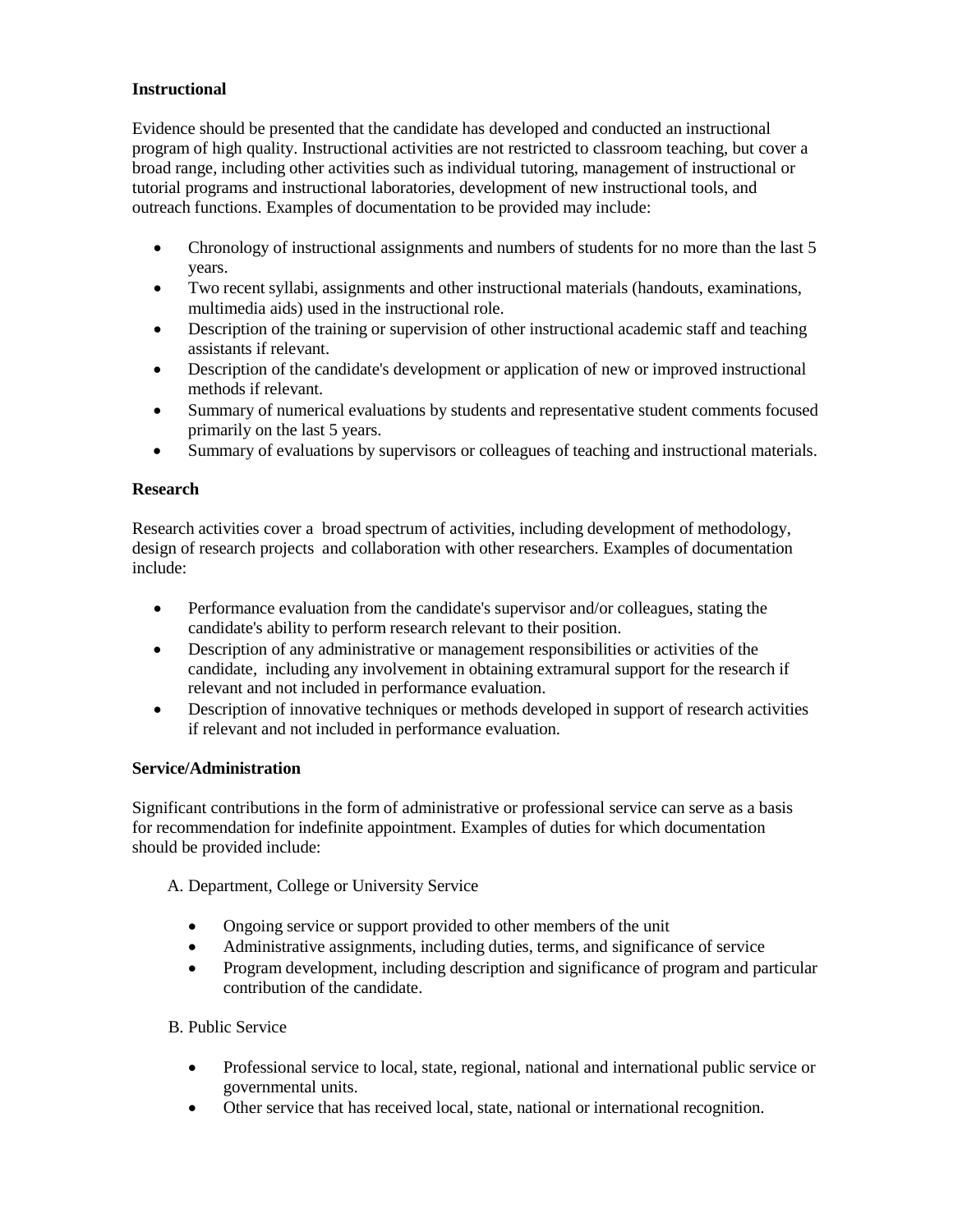**Instructional**

Evidence should be presented that the candidate has developed and conducted an instructional program of high quality. Instructional activities are not restricted to classroom teaching, but cover a broad range, including other activities such as individual tutoring, management of instructional or tutorial programs and instructional laboratories, development of new instructional tools, and outreach functions. Examples of documentation to be provided may include:

- Chronology of instructional assignments and numbers of students for no more than the last 5 years.
- Two recent syllabi, assignments and other instructional materials (handouts, examinations, multimedia aids) used in the instructional role.
- Description of the training or supervision of other instructional academic staff and teaching assistants if relevant.
- Description of the candidate's development or application of new or improved instructional methods if relevant.
- Summary of numerical evaluations by students and representative student comments focused primarily on the last 5 years.
- Summary of evaluations by supervisors or colleagues of teaching and instructional materials.

**Research**

Research activities cover a broad spectrum of activities, including development of methodology, design of research projects and collaboration with other researchers. Examples of documentation include:

- Performance evaluation from the candidate's supervisor and/or colleagues, stating the candidate's ability to perform research relevant to their position.
- Description of any administrative or management responsibilities or activities of the candidate, including any involvement in obtaining extramural support for the research if relevant and not included in performance evaluation.
- Description of innovative techniques or methods developed in support of research activities if relevant and not included in performance evaluation.

**Service/Administration**

Significant contributions in the form of administrative or professional service can serve as a basis for recommendation for indefinite appointment. Examples of duties for which documentation should be provided include:

A. Department, College or University Service

- Ongoing service or support provided to other members of the unit
- Administrative assignments, including duties, terms, and significance of service
- Program development, including description and significance of program and particular contribution of the candidate.

B. Public Service

- Professional service to local, state, regional, national and international public service or governmental units.
- Other service that has received local, state, national or international recognition.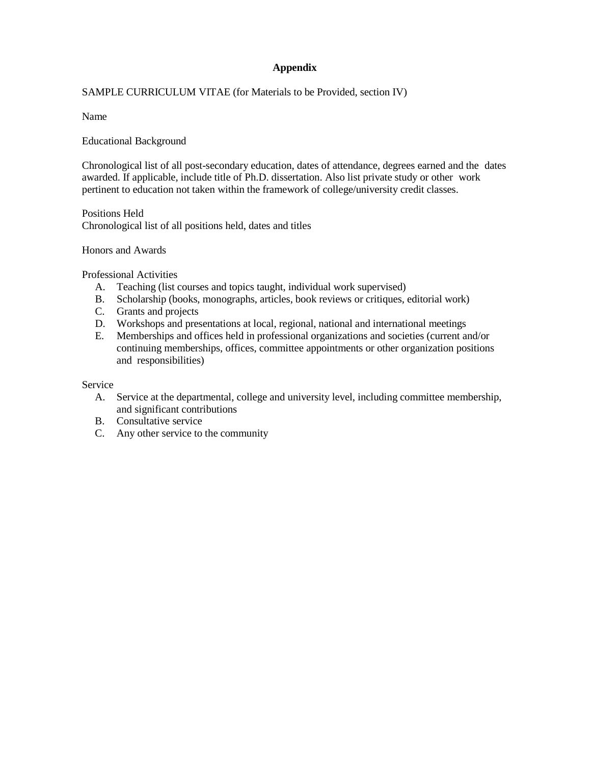## Appendix

SAMPLE CURRICULUM VITAE (for Materials to be Provided, section IV)

Name

Educational Background

Chronological list of all post-secondary education, dates of attendance, degrees earned and the dates awarded. If applicable, include title of Ph.D. dissertation. Also list private study or other work pertinent to education not taken within the framework of college/university credit classes.

Positions Held
Chronological list of all positions held, dates and titles

Honors and Awards

Professional Activities

A. Teaching (list courses and topics taught, individual work supervised)
B. Scholarship (books, monographs, articles, book reviews or critiques, editorial work)
C. Grants and projects
D. Workshops and presentations at local, regional, national and international meetings
E. Memberships and offices held in professional organizations and societies (current and/or continuing memberships, offices, committee appointments or other organization positions and responsibilities)

Service

A. Service at the departmental, college and university level, including committee membership, and significant contributions
B. Consultative service
C. Any other service to the community